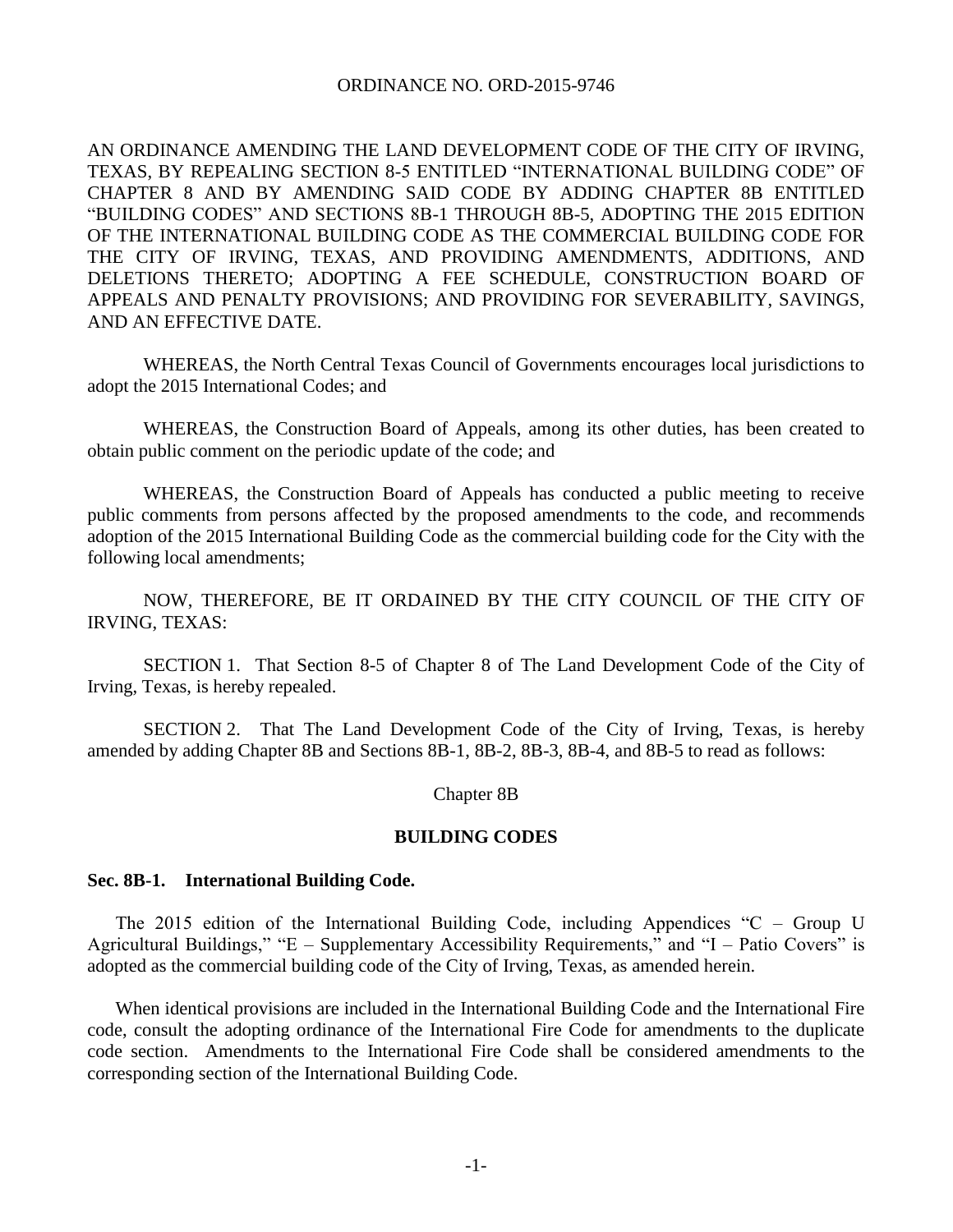ORDINANCE NO. ORD-2015-9746

AN ORDINANCE AMENDING THE LAND DEVELOPMENT CODE OF THE CITY OF IRVING, TEXAS, BY REPEALING SECTION 8-5 ENTITLED "INTERNATIONAL BUILDING CODE" OF CHAPTER 8 AND BY AMENDING SAID CODE BY ADDING CHAPTER 8B ENTITLED "BUILDING CODES" AND SECTIONS 8B-1 THROUGH 8B-5, ADOPTING THE 2015 EDITION OF THE INTERNATIONAL BUILDING CODE AS THE COMMERCIAL BUILDING CODE FOR THE CITY OF IRVING, TEXAS, AND PROVIDING AMENDMENTS, ADDITIONS, AND DELETIONS THERETO; ADOPTING A FEE SCHEDULE, CONSTRUCTION BOARD OF APPEALS AND PENALTY PROVISIONS; AND PROVIDING FOR SEVERABILITY, SAVINGS, AND AN EFFECTIVE DATE.

WHEREAS, the North Central Texas Council of Governments encourages local jurisdictions to adopt the 2015 International Codes; and

WHEREAS, the Construction Board of Appeals, among its other duties, has been created to obtain public comment on the periodic update of the code; and

WHEREAS, the Construction Board of Appeals has conducted a public meeting to receive public comments from persons affected by the proposed amendments to the code, and recommends adoption of the 2015 International Building Code as the commercial building code for the City with the following local amendments;

NOW, THEREFORE, BE IT ORDAINED BY THE CITY COUNCIL OF THE CITY OF IRVING, TEXAS:

SECTION 1. That Section 8-5 of Chapter 8 of The Land Development Code of the City of Irving, Texas, is hereby repealed.

SECTION 2. That The Land Development Code of the City of Irving, Texas, is hereby amended by adding Chapter 8B and Sections 8B-1, 8B-2, 8B-3, 8B-4, and 8B-5 to read as follows:

Chapter 8B

**BUILDING CODES**

**Sec. 8B-1. International Building Code.**

The 2015 edition of the International Building Code, including Appendices "C – Group U Agricultural Buildings," "E – Supplementary Accessibility Requirements," and "I – Patio Covers" is adopted as the commercial building code of the City of Irving, Texas, as amended herein.

When identical provisions are included in the International Building Code and the International Fire code, consult the adopting ordinance of the International Fire Code for amendments to the duplicate code section. Amendments to the International Fire Code shall be considered amendments to the corresponding section of the International Building Code.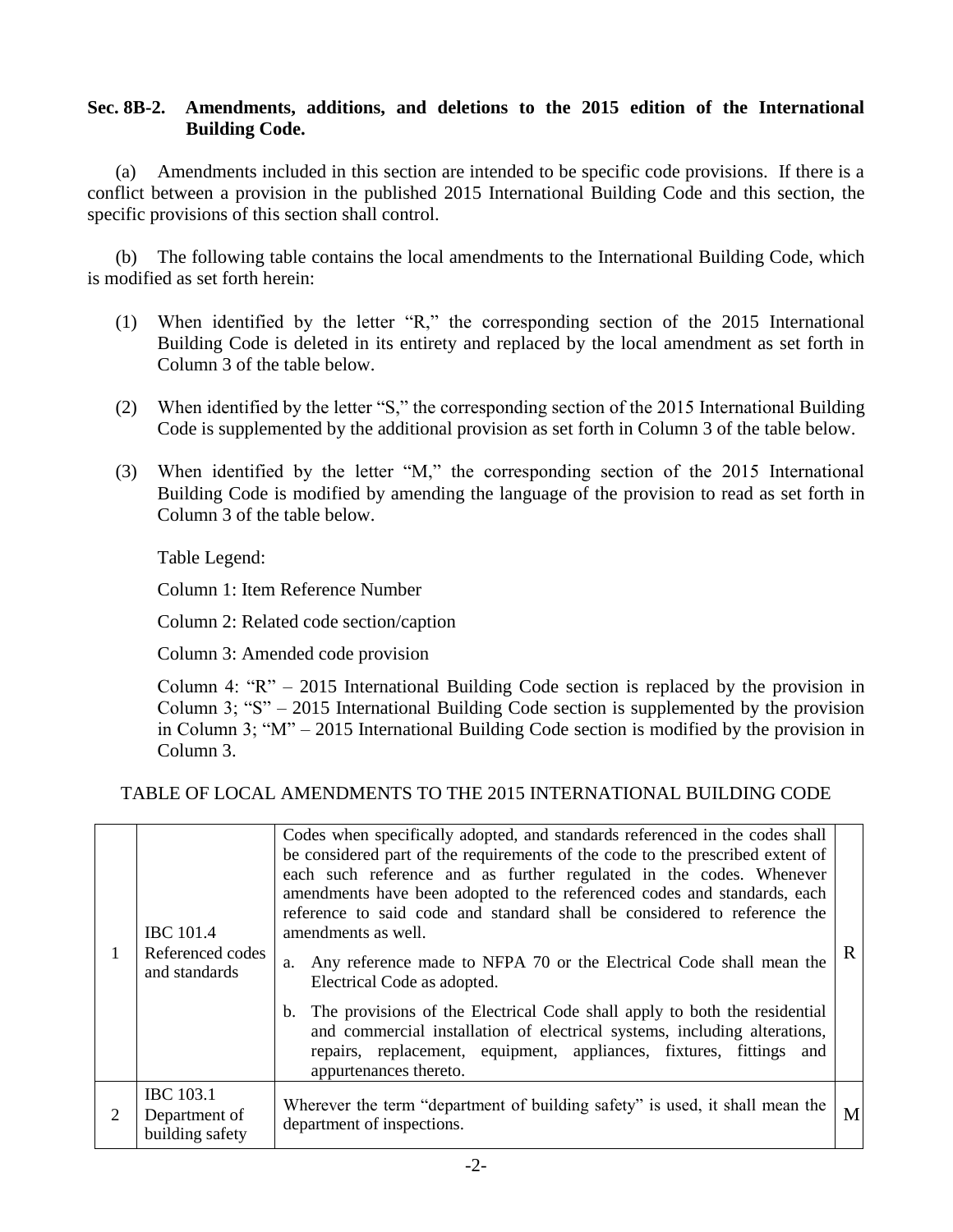**Sec. 8B-2. Amendments, additions, and deletions to the 2015 edition of the International Building Code.**

(a) Amendments included in this section are intended to be specific code provisions. If there is a conflict between a provision in the published 2015 International Building Code and this section, the specific provisions of this section shall control.

(b) The following table contains the local amendments to the International Building Code, which is modified as set forth herein:

(1) When identified by the letter "R," the corresponding section of the 2015 International Building Code is deleted in its entirety and replaced by the local amendment as set forth in Column 3 of the table below.

(2) When identified by the letter "S," the corresponding section of the 2015 International Building Code is supplemented by the additional provision as set forth in Column 3 of the table below.

(3) When identified by the letter "M," the corresponding section of the 2015 International Building Code is modified by amending the language of the provision to read as set forth in Column 3 of the table below.

Table Legend:

Column 1: Item Reference Number

Column 2: Related code section/caption

Column 3: Amended code provision

Column 4: "R" – 2015 International Building Code section is replaced by the provision in Column 3; "S" – 2015 International Building Code section is supplemented by the provision in Column 3; "M" – 2015 International Building Code section is modified by the provision in Column 3.

TABLE OF LOCAL AMENDMENTS TO THE 2015 INTERNATIONAL BUILDING CODE

| | | | |
|---|---|---|---|
| 1 | IBC 101.4 Referenced codes and standards | Codes when specifically adopted, and standards referenced in the codes shall be considered part of the requirements of the code to the prescribed extent of each such reference and as further regulated in the codes. Whenever amendments have been adopted to the referenced codes and standards, each reference to said code and standard shall be considered to reference the amendments as well.<br>a. Any reference made to NFPA 70 or the Electrical Code shall mean the Electrical Code as adopted.<br>b. The provisions of the Electrical Code shall apply to both the residential and commercial installation of electrical systems, including alterations, repairs, replacement, equipment, appliances, fixtures, fittings and appurtenances thereto. | R |
| 2 | IBC 103.1 Department of building safety | Wherever the term "department of building safety" is used, it shall mean the department of inspections. | M |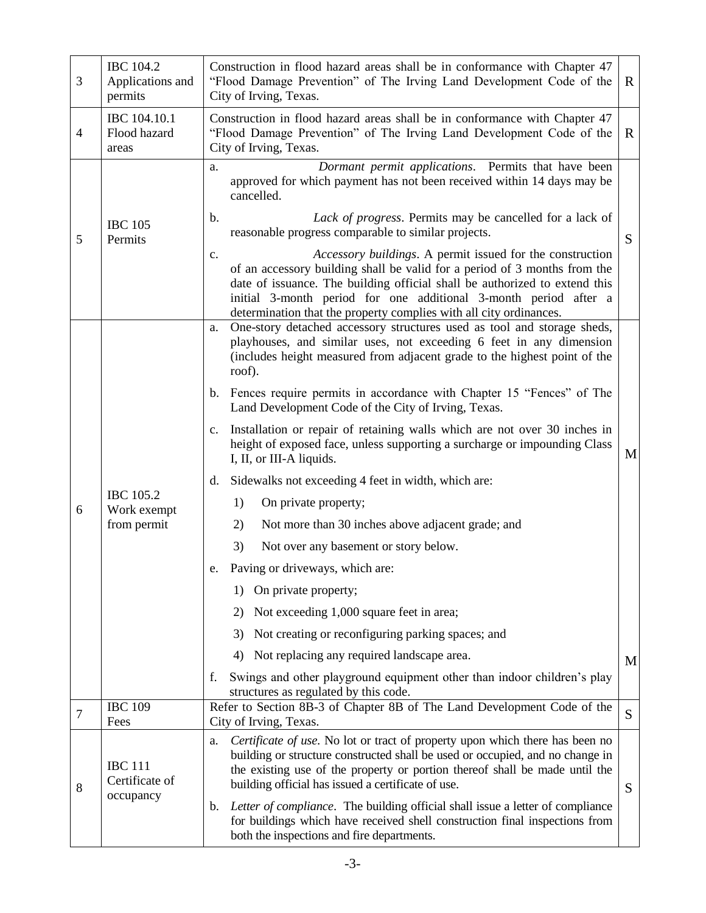| | | | |
|---|---|---|---|
| 3 | IBC 104.2 Applications and permits | Construction in flood hazard areas shall be in conformance with Chapter 47 "Flood Damage Prevention" of The Irving Land Development Code of the City of Irving, Texas. | R |
| 4 | IBC 104.10.1 Flood hazard areas | Construction in flood hazard areas shall be in conformance with Chapter 47 "Flood Damage Prevention" of The Irving Land Development Code of the City of Irving, Texas. | R |
| 5 | IBC 105 Permits | a. *Dormant permit applications*. Permits that have been approved for which payment has not been received within 14 days may be cancelled.<br>b. *Lack of progress*. Permits may be cancelled for a lack of reasonable progress comparable to similar projects.<br>c. *Accessory buildings*. A permit issued for the construction of an accessory building shall be valid for a period of 3 months from the date of issuance. The building official shall be authorized to extend this initial 3-month period for one additional 3-month period after a determination that the property complies with all city ordinances. | S |
| 6 | IBC 105.2 Work exempt from permit | a. One-story detached accessory structures used as tool and storage sheds, playhouses, and similar uses, not exceeding 6 feet in any dimension (includes height measured from adjacent grade to the highest point of the roof).<br>b. Fences require permits in accordance with Chapter 15 "Fences" of The Land Development Code of the City of Irving, Texas.<br>c. Installation or repair of retaining walls which are not over 30 inches in height of exposed face, unless supporting a surcharge or impounding Class I, II, or III-A liquids.<br>d. Sidewalks not exceeding 4 feet in width, which are:<br>1) On private property;<br>2) Not more than 30 inches above adjacent grade; and<br>3) Not over any basement or story below.<br>e. Paving or driveways, which are:<br>1) On private property;<br>2) Not exceeding 1,000 square feet in area;<br>3) Not creating or reconfiguring parking spaces; and<br>4) Not replacing any required landscape area.<br>f. Swings and other playground equipment other than indoor children's play structures as regulated by this code. | M<br><br>M |
| 7 | IBC 109 Fees | Refer to Section 8B-3 of Chapter 8B of The Land Development Code of the City of Irving, Texas. | S |
| 8 | IBC 111 Certificate of occupancy | a. *Certificate of use*. No lot or tract of property upon which there has been no building or structure constructed shall be used or occupied, and no change in the existing use of the property or portion thereof shall be made until the building official has issued a certificate of use.<br>b. *Letter of compliance*. The building official shall issue a letter of compliance for buildings which have received shell construction final inspections from both the inspections and fire departments. | S |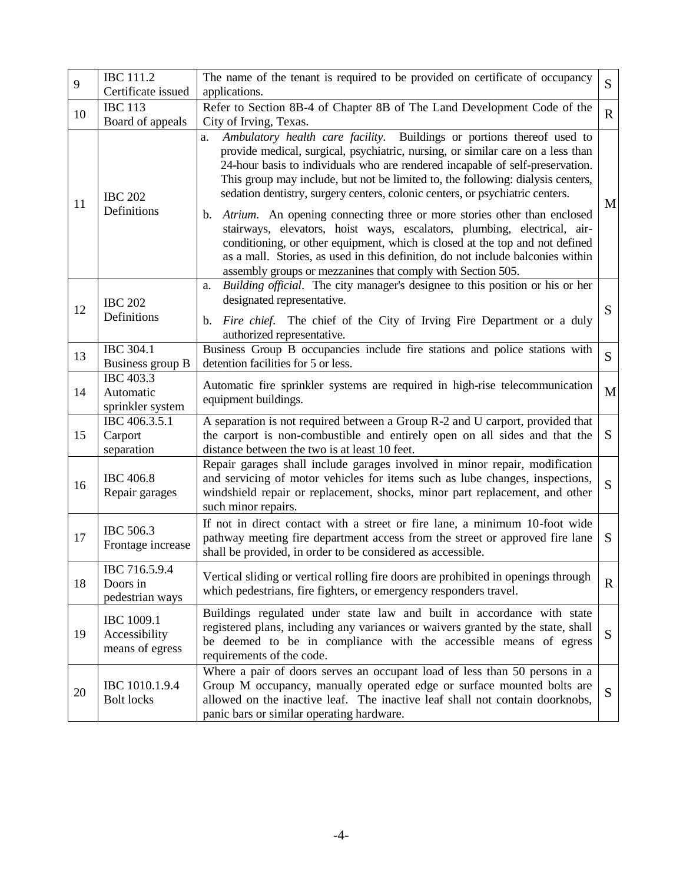| 9 | IBC 111.2 Certificate issued | The name of the tenant is required to be provided on certificate of occupancy applications. | S |
|---|---|---|---|
| 10 | IBC 113 Board of appeals | Refer to Section 8B-4 of Chapter 8B of The Land Development Code of the City of Irving, Texas. | R |
| 11 | IBC 202 Definitions | a. *Ambulatory health care facility*. Buildings or portions thereof used to provide medical, surgical, psychiatric, nursing, or similar care on a less than 24-hour basis to individuals who are rendered incapable of self-preservation. This group may include, but not be limited to, the following: dialysis centers, sedation dentistry, surgery centers, colonic centers, or psychiatric centers.<br><br>b. *Atrium*. An opening connecting three or more stories other than enclosed stairways, elevators, hoist ways, escalators, plumbing, electrical, air-conditioning, or other equipment, which is closed at the top and not defined as a mall. Stories, as used in this definition, do not include balconies within assembly groups or mezzanines that comply with Section 505. | M |
| 12 | IBC 202 Definitions | a. *Building official*. The city manager's designee to this position or his or her designated representative.<br><br>b. *Fire chief*. The chief of the City of Irving Fire Department or a duly authorized representative. | S |
| 13 | IBC 304.1 Business group B | Business Group B occupancies include fire stations and police stations with detention facilities for 5 or less. | S |
| 14 | IBC 403.3 Automatic sprinkler system | Automatic fire sprinkler systems are required in high-rise telecommunication equipment buildings. | M |
| 15 | IBC 406.3.5.1 Carport separation | A separation is not required between a Group R-2 and U carport, provided that the carport is non-combustible and entirely open on all sides and that the distance between the two is at least 10 feet. | S |
| 16 | IBC 406.8 Repair garages | Repair garages shall include garages involved in minor repair, modification and servicing of motor vehicles for items such as lube changes, inspections, windshield repair or replacement, shocks, minor part replacement, and other such minor repairs. | S |
| 17 | IBC 506.3 Frontage increase | If not in direct contact with a street or fire lane, a minimum 10-foot wide pathway meeting fire department access from the street or approved fire lane shall be provided, in order to be considered as accessible. | S |
| 18 | IBC 716.5.9.4 Doors in pedestrian ways | Vertical sliding or vertical rolling fire doors are prohibited in openings through which pedestrians, fire fighters, or emergency responders travel. | R |
| 19 | IBC 1009.1 Accessibility means of egress | Buildings regulated under state law and built in accordance with state registered plans, including any variances or waivers granted by the state, shall be deemed to be in compliance with the accessible means of egress requirements of the code. | S |
| 20 | IBC 1010.1.9.4 Bolt locks | Where a pair of doors serves an occupant load of less than 50 persons in a Group M occupancy, manually operated edge or surface mounted bolts are allowed on the inactive leaf. The inactive leaf shall not contain doorknobs, panic bars or similar operating hardware. | S |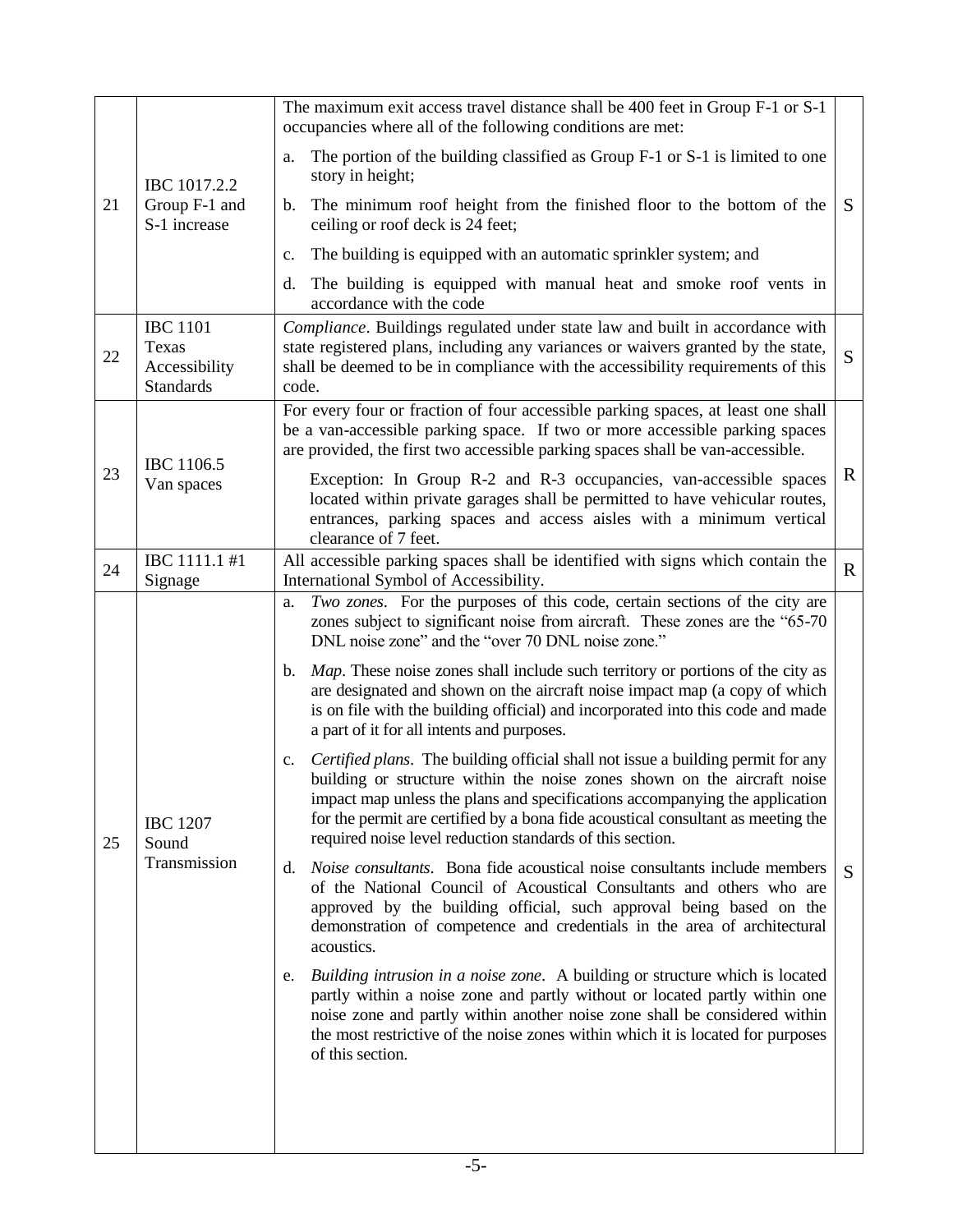| | | | |
|---|---|---|---|
| 21 | IBC 1017.2.2 Group F-1 and S-1 increase | The maximum exit access travel distance shall be 400 feet in Group F-1 or S-1 occupancies where all of the following conditions are met:<br><br>a. The portion of the building classified as Group F-1 or S-1 is limited to one story in height;<br><br>b. The minimum roof height from the finished floor to the bottom of the ceiling or roof deck is 24 feet;<br><br>c. The building is equipped with an automatic sprinkler system; and<br><br>d. The building is equipped with manual heat and smoke roof vents in accordance with the code | S |
| 22 | IBC 1101 Texas Accessibility Standards | *Compliance*. Buildings regulated under state law and built in accordance with state registered plans, including any variances or waivers granted by the state, shall be deemed to be in compliance with the accessibility requirements of this code. | S |
| 23 | IBC 1106.5 Van spaces | For every four or fraction of four accessible parking spaces, at least one shall be a van-accessible parking space. If two or more accessible parking spaces are provided, the first two accessible parking spaces shall be van-accessible.<br><br>Exception: In Group R-2 and R-3 occupancies, van-accessible spaces located within private garages shall be permitted to have vehicular routes, entrances, parking spaces and access aisles with a minimum vertical clearance of 7 feet. | R |
| 24 | IBC 1111.1 #1 Signage | All accessible parking spaces shall be identified with signs which contain the International Symbol of Accessibility. | R |
| 25 | IBC 1207 Sound Transmission | a. *Two zones*. For the purposes of this code, certain sections of the city are zones subject to significant noise from aircraft. These zones are the "65-70 DNL noise zone" and the "over 70 DNL noise zone."<br><br>b. *Map*. These noise zones shall include such territory or portions of the city as are designated and shown on the aircraft noise impact map (a copy of which is on file with the building official) and incorporated into this code and made a part of it for all intents and purposes.<br><br>c. *Certified plans*. The building official shall not issue a building permit for any building or structure within the noise zones shown on the aircraft noise impact map unless the plans and specifications accompanying the application for the permit are certified by a bona fide acoustical consultant as meeting the required noise level reduction standards of this section.<br><br>d. *Noise consultants*. Bona fide acoustical noise consultants include members of the National Council of Acoustical Consultants and others who are approved by the building official, such approval being based on the demonstration of competence and credentials in the area of architectural acoustics.<br><br>e. *Building intrusion in a noise zone*. A building or structure which is located partly within a noise zone and partly without or located partly within one noise zone and partly within another noise zone shall be considered within the most restrictive of the noise zones within which it is located for purposes of this section. | S |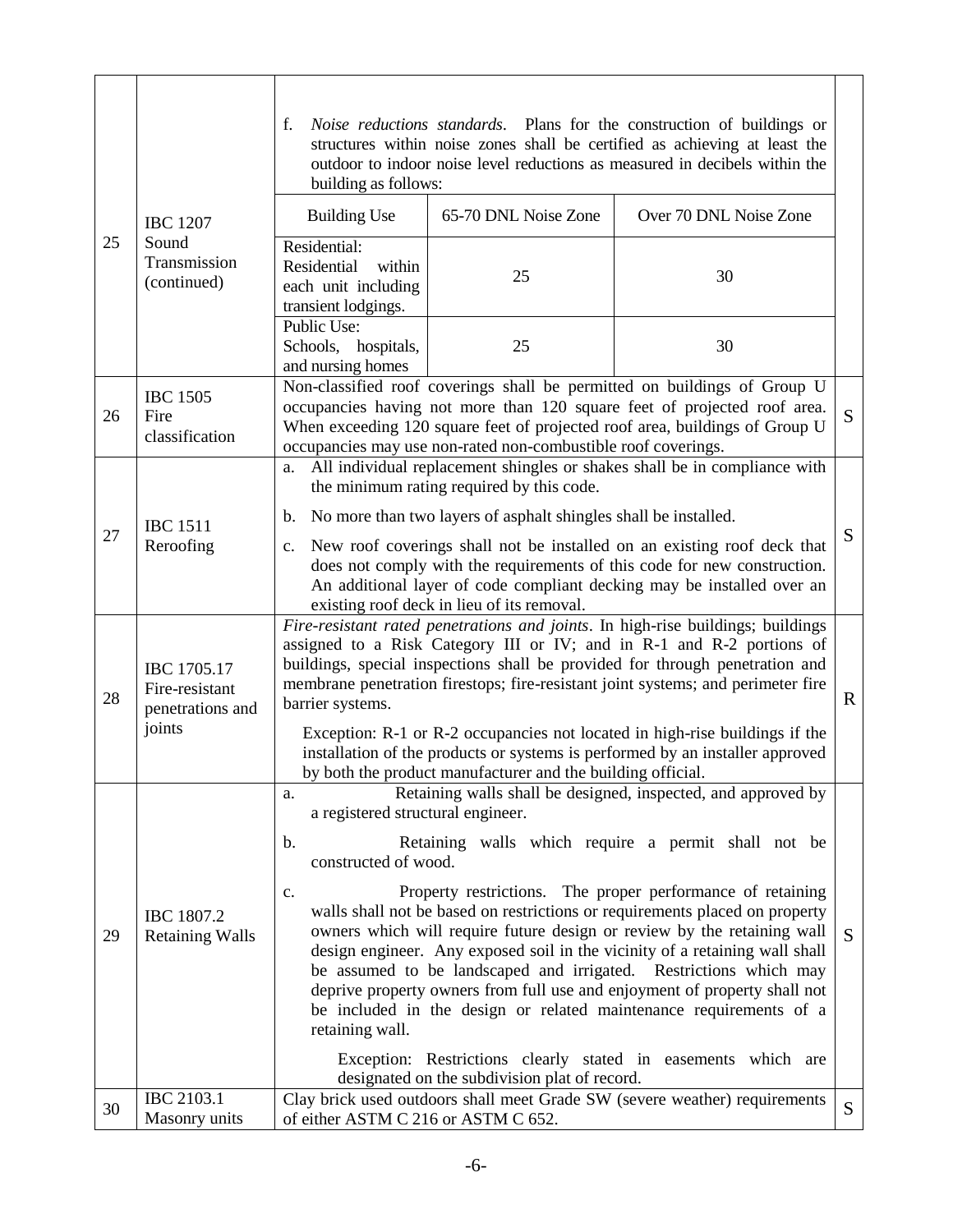| | | | |
|---|---|---|---|
| 25 | IBC 1207 Sound Transmission (continued) | f. *Noise reductions standards*. Plans for the construction of buildings or structures within noise zones shall be certified as achieving at least the outdoor to indoor noise level reductions as measured in decibels within the building as follows:<br><br>Building Use / 65-70 DNL Noise Zone / Over 70 DNL Noise Zone<br>Residential: Residential within each unit including transient lodgings. / 25 / 30<br>Public Use: Schools, hospitals, and nursing homes / 25 / 30 | |
| 26 | IBC 1505 Fire classification | Non-classified roof coverings shall be permitted on buildings of Group U occupancies having not more than 120 square feet of projected roof area. When exceeding 120 square feet of projected roof area, buildings of Group U occupancies may use non-rated non-combustible roof coverings. | S |
| 27 | IBC 1511 Reroofing | a. All individual replacement shingles or shakes shall be in compliance with the minimum rating required by this code.<br><br>b. No more than two layers of asphalt shingles shall be installed.<br><br>c. New roof coverings shall not be installed on an existing roof deck that does not comply with the requirements of this code for new construction. An additional layer of code compliant decking may be installed over an existing roof deck in lieu of its removal. | S |
| 28 | IBC 1705.17 Fire-resistant penetrations and joints | *Fire-resistant rated penetrations and joints*. In high-rise buildings; buildings assigned to a Risk Category III or IV; and in R-1 and R-2 portions of buildings, special inspections shall be provided for through penetration and membrane penetration firestops; fire-resistant joint systems; and perimeter fire barrier systems.<br><br>Exception: R-1 or R-2 occupancies not located in high-rise buildings if the installation of the products or systems is performed by an installer approved by both the product manufacturer and the building official. | R |
| 29 | IBC 1807.2 Retaining Walls | a. Retaining walls shall be designed, inspected, and approved by a registered structural engineer.<br><br>b. Retaining walls which require a permit shall not be constructed of wood.<br><br>c. Property restrictions. The proper performance of retaining walls shall not be based on restrictions or requirements placed on property owners which will require future design or review by the retaining wall design engineer. Any exposed soil in the vicinity of a retaining wall shall be assumed to be landscaped and irrigated. Restrictions which may deprive property owners from full use and enjoyment of property shall not be included in the design or related maintenance requirements of a retaining wall.<br><br>Exception: Restrictions clearly stated in easements which are designated on the subdivision plat of record. | S |
| 30 | IBC 2103.1 Masonry units | Clay brick used outdoors shall meet Grade SW (severe weather) requirements of either ASTM C 216 or ASTM C 652. | S |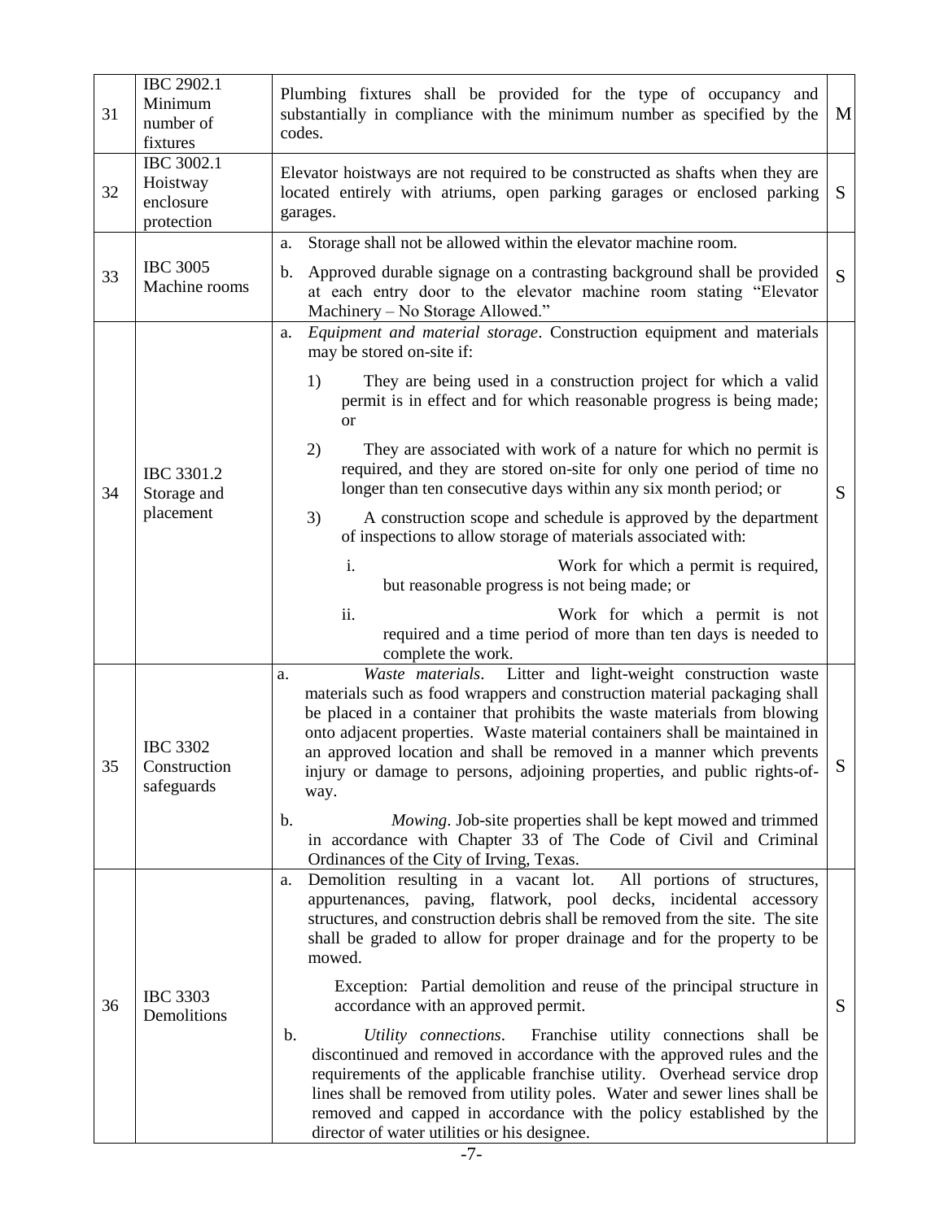| | | | |
|---|---|---|---|
| 31 | IBC 2902.1 Minimum number of fixtures | Plumbing fixtures shall be provided for the type of occupancy and substantially in compliance with the minimum number as specified by the codes. | M |
| 32 | IBC 3002.1 Hoistway enclosure protection | Elevator hoistways are not required to be constructed as shafts when they are located entirely with atriums, open parking garages or enclosed parking garages. | S |
| 33 | IBC 3005 Machine rooms | a. Storage shall not be allowed within the elevator machine room.<br><br>b. Approved durable signage on a contrasting background shall be provided at each entry door to the elevator machine room stating "Elevator Machinery – No Storage Allowed." | S |
| 34 | IBC 3301.2 Storage and placement | a. *Equipment and material storage*. Construction equipment and materials may be stored on-site if:<br><br>1) They are being used in a construction project for which a valid permit is in effect and for which reasonable progress is being made; or<br><br>2) They are associated with work of a nature for which no permit is required, and they are stored on-site for only one period of time no longer than ten consecutive days within any six month period; or<br><br>3) A construction scope and schedule is approved by the department of inspections to allow storage of materials associated with:<br><br>i. Work for which a permit is required, but reasonable progress is not being made; or<br><br>ii. Work for which a permit is not required and a time period of more than ten days is needed to complete the work. | S |
| 35 | IBC 3302 Construction safeguards | a. *Waste materials*. Litter and light-weight construction waste materials such as food wrappers and construction material packaging shall be placed in a container that prohibits the waste materials from blowing onto adjacent properties. Waste material containers shall be maintained in an approved location and shall be removed in a manner which prevents injury or damage to persons, adjoining properties, and public rights-of-way.<br><br>b. *Mowing*. Job-site properties shall be kept mowed and trimmed in accordance with Chapter 33 of The Code of Civil and Criminal Ordinances of the City of Irving, Texas. | S |
| 36 | IBC 3303 Demolitions | a. Demolition resulting in a vacant lot. All portions of structures, appurtenances, paving, flatwork, pool decks, incidental accessory structures, and construction debris shall be removed from the site. The site shall be graded to allow for proper drainage and for the property to be mowed.<br><br>Exception: Partial demolition and reuse of the principal structure in accordance with an approved permit.<br><br>b. *Utility connections*. Franchise utility connections shall be discontinued and removed in accordance with the approved rules and the requirements of the applicable franchise utility. Overhead service drop lines shall be removed from utility poles. Water and sewer lines shall be removed and capped in accordance with the policy established by the director of water utilities or his designee. | S |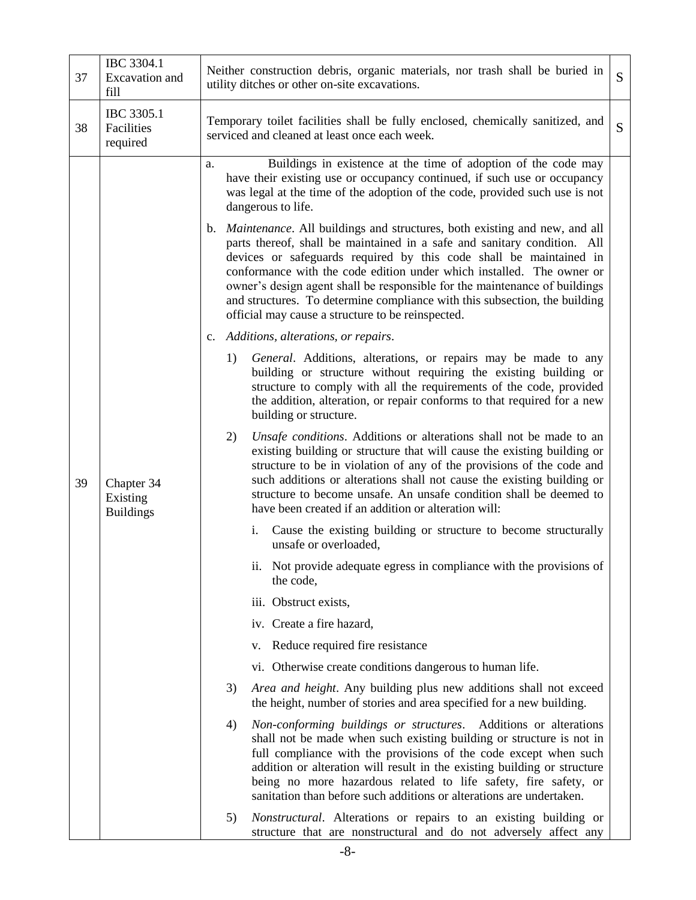| 37 | IBC 3304.1 Excavation and fill | Neither construction debris, organic materials, nor trash shall be buried in utility ditches or other on-site excavations. | S |
|---|---|---|---|
| 38 | IBC 3305.1 Facilities required | Temporary toilet facilities shall be fully enclosed, chemically sanitized, and serviced and cleaned at least once each week. | S |
| 39 | Chapter 34 Existing Buildings | a. Buildings in existence at the time of adoption of the code may have their existing use or occupancy continued, if such use or occupancy was legal at the time of the adoption of the code, provided such use is not dangerous to life.<br><br>b. *Maintenance*. All buildings and structures, both existing and new, and all parts thereof, shall be maintained in a safe and sanitary condition. All devices or safeguards required by this code shall be maintained in conformance with the code edition under which installed. The owner or owner's design agent shall be responsible for the maintenance of buildings and structures. To determine compliance with this subsection, the building official may cause a structure to be reinspected.<br><br>c. *Additions, alterations, or repairs*.<br><br>1) *General*. Additions, alterations, or repairs may be made to any building or structure without requiring the existing building or structure to comply with all the requirements of the code, provided the addition, alteration, or repair conforms to that required for a new building or structure.<br><br>2) *Unsafe conditions*. Additions or alterations shall not be made to an existing building or structure that will cause the existing building or structure to be in violation of any of the provisions of the code and such additions or alterations shall not cause the existing building or structure to become unsafe. An unsafe condition shall be deemed to have been created if an addition or alteration will:<br><br>i. Cause the existing building or structure to become structurally unsafe or overloaded,<br><br>ii. Not provide adequate egress in compliance with the provisions of the code,<br><br>iii. Obstruct exists,<br><br>iv. Create a fire hazard,<br><br>v. Reduce required fire resistance<br><br>vi. Otherwise create conditions dangerous to human life.<br><br>3) *Area and height*. Any building plus new additions shall not exceed the height, number of stories and area specified for a new building.<br><br>4) *Non-conforming buildings or structures*. Additions or alterations shall not be made when such existing building or structure is not in full compliance with the provisions of the code except when such addition or alteration will result in the existing building or structure being no more hazardous related to life safety, fire safety, or sanitation than before such additions or alterations are undertaken.<br><br>5) *Nonstructural*. Alterations or repairs to an existing building or structure that are nonstructural and do not adversely affect any | |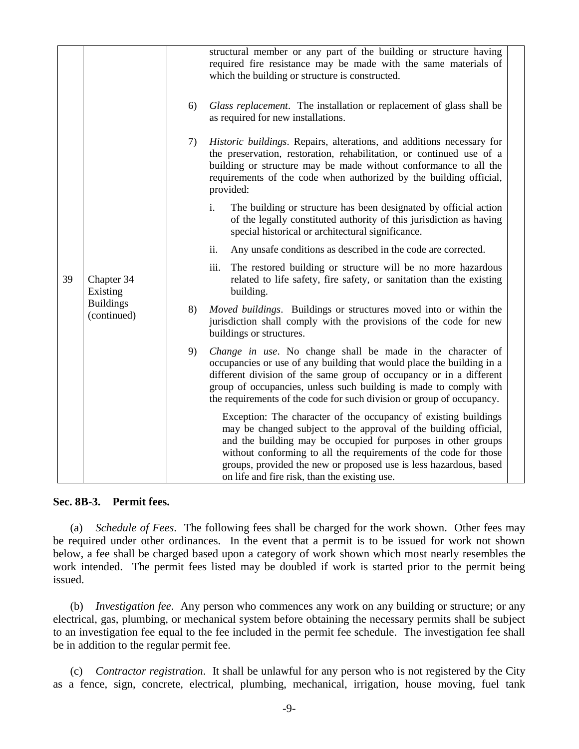| | | |
|---|---|---|
| 39 | Chapter 34 Existing Buildings (continued) | structural member or any part of the building or structure having required fire resistance may be made with the same materials of which the building or structure is constructed.<br><br>6) *Glass replacement*. The installation or replacement of glass shall be as required for new installations.<br><br>7) *Historic buildings*. Repairs, alterations, and additions necessary for the preservation, restoration, rehabilitation, or continued use of a building or structure may be made without conformance to all the requirements of the code when authorized by the building official, provided:<br><br>i. The building or structure has been designated by official action of the legally constituted authority of this jurisdiction as having special historical or architectural significance.<br><br>ii. Any unsafe conditions as described in the code are corrected.<br><br>iii. The restored building or structure will be no more hazardous related to life safety, fire safety, or sanitation than the existing building.<br><br>8) *Moved buildings*. Buildings or structures moved into or within the jurisdiction shall comply with the provisions of the code for new buildings or structures.<br><br>9) *Change in use*. No change shall be made in the character of occupancies or use of any building that would place the building in a different division of the same group of occupancy or in a different group of occupancies, unless such building is made to comply with the requirements of the code for such division or group of occupancy.<br><br>Exception: The character of the occupancy of existing buildings may be changed subject to the approval of the building official, and the building may be occupied for purposes in other groups without conforming to all the requirements of the code for those groups, provided the new or proposed use is less hazardous, based on life and fire risk, than the existing use. |

**Sec. 8B-3. Permit fees.**

(a) *Schedule of Fees*. The following fees shall be charged for the work shown. Other fees may be required under other ordinances. In the event that a permit is to be issued for work not shown below, a fee shall be charged based upon a category of work shown which most nearly resembles the work intended. The permit fees listed may be doubled if work is started prior to the permit being issued.

(b) *Investigation fee*. Any person who commences any work on any building or structure; or any electrical, gas, plumbing, or mechanical system before obtaining the necessary permits shall be subject to an investigation fee equal to the fee included in the permit fee schedule. The investigation fee shall be in addition to the regular permit fee.

(c) *Contractor registration*. It shall be unlawful for any person who is not registered by the City as a fence, sign, concrete, electrical, plumbing, mechanical, irrigation, house moving, fuel tank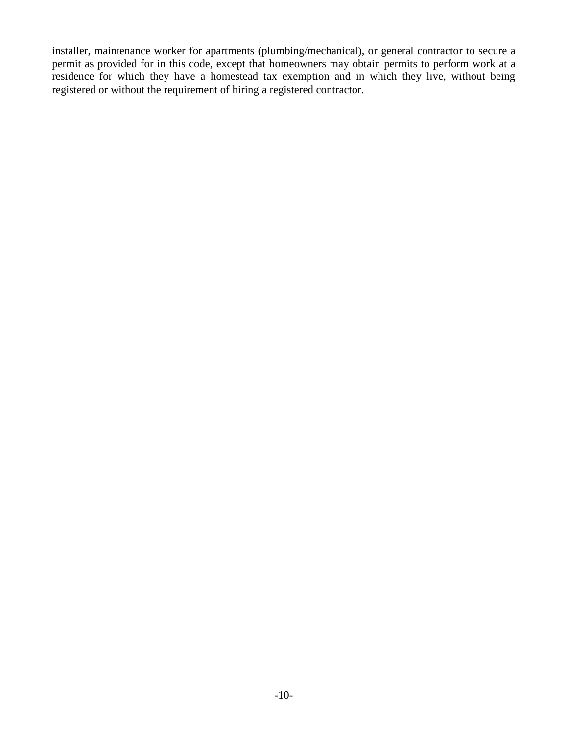installer, maintenance worker for apartments (plumbing/mechanical), or general contractor to secure a permit as provided for in this code, except that homeowners may obtain permits to perform work at a residence for which they have a homestead tax exemption and in which they live, without being registered or without the requirement of hiring a registered contractor.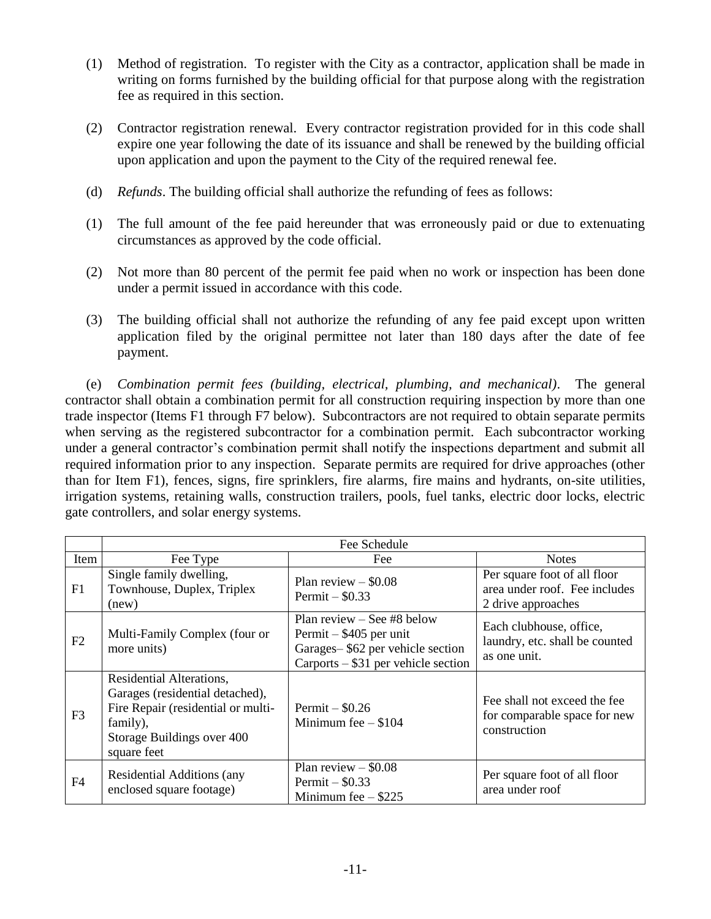(1) Method of registration. To register with the City as a contractor, application shall be made in writing on forms furnished by the building official for that purpose along with the registration fee as required in this section.

(2) Contractor registration renewal. Every contractor registration provided for in this code shall expire one year following the date of its issuance and shall be renewed by the building official upon application and upon the payment to the City of the required renewal fee.

(d) *Refunds*. The building official shall authorize the refunding of fees as follows:

(1) The full amount of the fee paid hereunder that was erroneously paid or due to extenuating circumstances as approved by the code official.

(2) Not more than 80 percent of the permit fee paid when no work or inspection has been done under a permit issued in accordance with this code.

(3) The building official shall not authorize the refunding of any fee paid except upon written application filed by the original permittee not later than 180 days after the date of fee payment.

(e) *Combination permit fees (building, electrical, plumbing, and mechanical)*. The general contractor shall obtain a combination permit for all construction requiring inspection by more than one trade inspector (Items F1 through F7 below). Subcontractors are not required to obtain separate permits when serving as the registered subcontractor for a combination permit. Each subcontractor working under a general contractor's combination permit shall notify the inspections department and submit all required information prior to any inspection. Separate permits are required for drive approaches (other than for Item F1), fences, signs, fire sprinklers, fire alarms, fire mains and hydrants, on-site utilities, irrigation systems, retaining walls, construction trailers, pools, fuel tanks, electric door locks, electric gate controllers, and solar energy systems.

| | Fee Schedule | | |
|---|---|---|---|
| Item | Fee Type | Fee | Notes |
| F1 | Single family dwelling, Townhouse, Duplex, Triplex (new) | Plan review – $0.08<br>Permit – $0.33 | Per square foot of all floor area under roof. Fee includes 2 drive approaches |
| F2 | Multi-Family Complex (four or more units) | Plan review – See #8 below<br>Permit – $405 per unit<br>Garages– $62 per vehicle section<br>Carports – $31 per vehicle section | Each clubhouse, office, laundry, etc. shall be counted as one unit. |
| F3 | Residential Alterations,<br>Garages (residential detached),<br>Fire Repair (residential or multi-family),<br>Storage Buildings over 400 square feet | Permit – $0.26<br>Minimum fee – $104 | Fee shall not exceed the fee for comparable space for new construction |
| F4 | Residential Additions (any enclosed square footage) | Plan review – $0.08<br>Permit – $0.33<br>Minimum fee – $225 | Per square foot of all floor area under roof |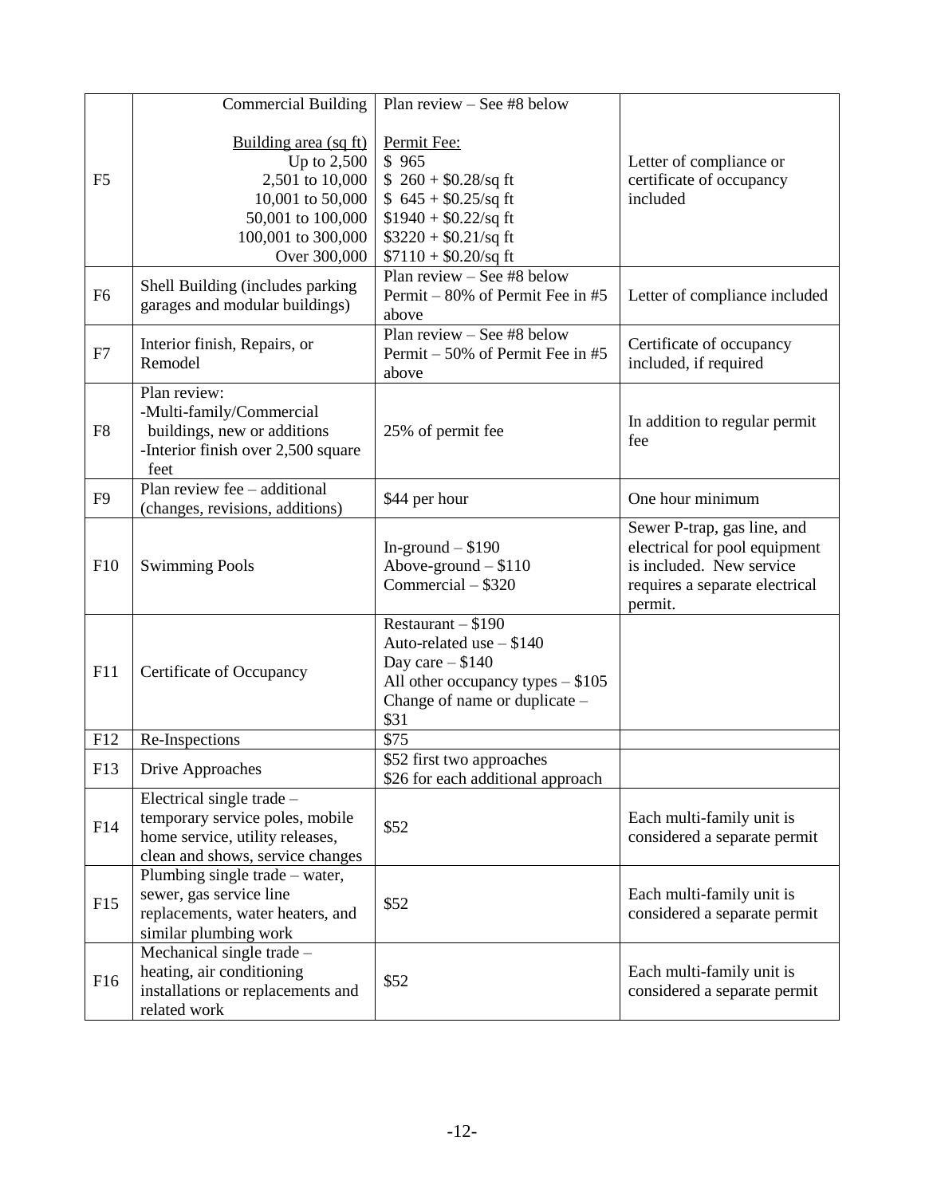| | | | |
|---|---|---|---|
| F5 | Commercial Building<br><br>Building area (sq ft)<br>Up to 2,500<br>2,501 to 10,000<br>10,001 to 50,000<br>50,001 to 100,000<br>100,001 to 300,000<br>Over 300,000 | Plan review – See #8 below<br><br>Permit Fee:<br>$ 965<br>$ 260 + $0.28/sq ft<br>$ 645 + $0.25/sq ft<br>$1940 + $0.22/sq ft<br>$3220 + $0.21/sq ft<br>$7110 + $0.20/sq ft | Letter of compliance or certificate of occupancy included |
| F6 | Shell Building (includes parking garages and modular buildings) | Plan review – See #8 below<br>Permit – 80% of Permit Fee in #5 above | Letter of compliance included |
| F7 | Interior finish, Repairs, or Remodel | Plan review – See #8 below<br>Permit – 50% of Permit Fee in #5 above | Certificate of occupancy included, if required |
| F8 | Plan review:<br>-Multi-family/Commercial buildings, new or additions<br>-Interior finish over 2,500 square feet | 25% of permit fee | In addition to regular permit fee |
| F9 | Plan review fee – additional (changes, revisions, additions) | $44 per hour | One hour minimum |
| F10 | Swimming Pools | In-ground – $190<br>Above-ground – $110<br>Commercial – $320 | Sewer P-trap, gas line, and electrical for pool equipment is included. New service requires a separate electrical permit. |
| F11 | Certificate of Occupancy | Restaurant – $190<br>Auto-related use – $140<br>Day care – $140<br>All other occupancy types – $105<br>Change of name or duplicate – $31 | |
| F12 | Re-Inspections | $75 | |
| F13 | Drive Approaches | $52 first two approaches<br>$26 for each additional approach | |
| F14 | Electrical single trade – temporary service poles, mobile home service, utility releases, clean and shows, service changes | $52 | Each multi-family unit is considered a separate permit |
| F15 | Plumbing single trade – water, sewer, gas service line replacements, water heaters, and similar plumbing work | $52 | Each multi-family unit is considered a separate permit |
| F16 | Mechanical single trade – heating, air conditioning installations or replacements and related work | $52 | Each multi-family unit is considered a separate permit |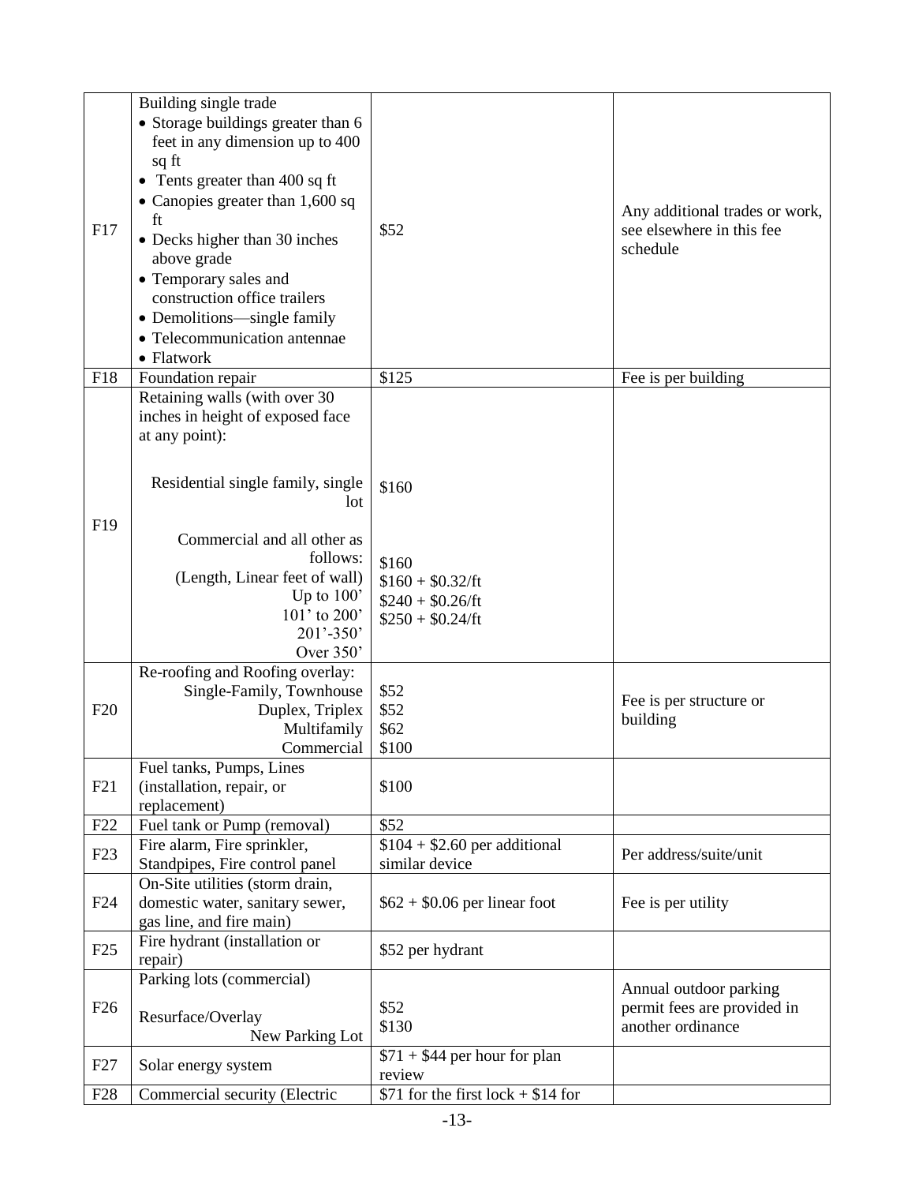| | | | |
|---|---|---|---|
| F17 | Building single trade<br>• Storage buildings greater than 6 feet in any dimension up to 400 sq ft<br>• Tents greater than 400 sq ft<br>• Canopies greater than 1,600 sq ft<br>• Decks higher than 30 inches above grade<br>• Temporary sales and construction office trailers<br>• Demolitions—single family<br>• Telecommunication antennae<br>• Flatwork | $52 | Any additional trades or work, see elsewhere in this fee schedule |
| F18 | Foundation repair | $125 | Fee is per building |
| F19 | Retaining walls (with over 30 inches in height of exposed face at any point):<br><br>Residential single family, single lot<br><br>Commercial and all other as follows:<br>(Length, Linear feet of wall)<br>Up to 100'<br>101' to 200'<br>201'-350'<br>Over 350' | <br><br>$160<br><br>$160<br>$160 + $0.32/ft<br>$240 + $0.26/ft<br>$250 + $0.24/ft | |
| F20 | Re-roofing and Roofing overlay:<br>Single-Family, Townhouse<br>Duplex, Triplex<br>Multifamily<br>Commercial | <br>$52<br>$52<br>$62<br>$100 | Fee is per structure or building |
| F21 | Fuel tanks, Pumps, Lines (installation, repair, or replacement) | $100 | |
| F22 | Fuel tank or Pump (removal) | $52 | |
| F23 | Fire alarm, Fire sprinkler, Standpipes, Fire control panel | $104 + $2.60 per additional similar device | Per address/suite/unit |
| F24 | On-Site utilities (storm drain, domestic water, sanitary sewer, gas line, and fire main) | $62 + $0.06 per linear foot | Fee is per utility |
| F25 | Fire hydrant (installation or repair) | $52 per hydrant | |
| F26 | Parking lots (commercial)<br><br>Resurface/Overlay<br>New Parking Lot | <br><br>$52<br>$130 | Annual outdoor parking permit fees are provided in another ordinance |
| F27 | Solar energy system | $71 + $44 per hour for plan review | |
| F28 | Commercial security (Electric | $71 for the first lock + $14 for | |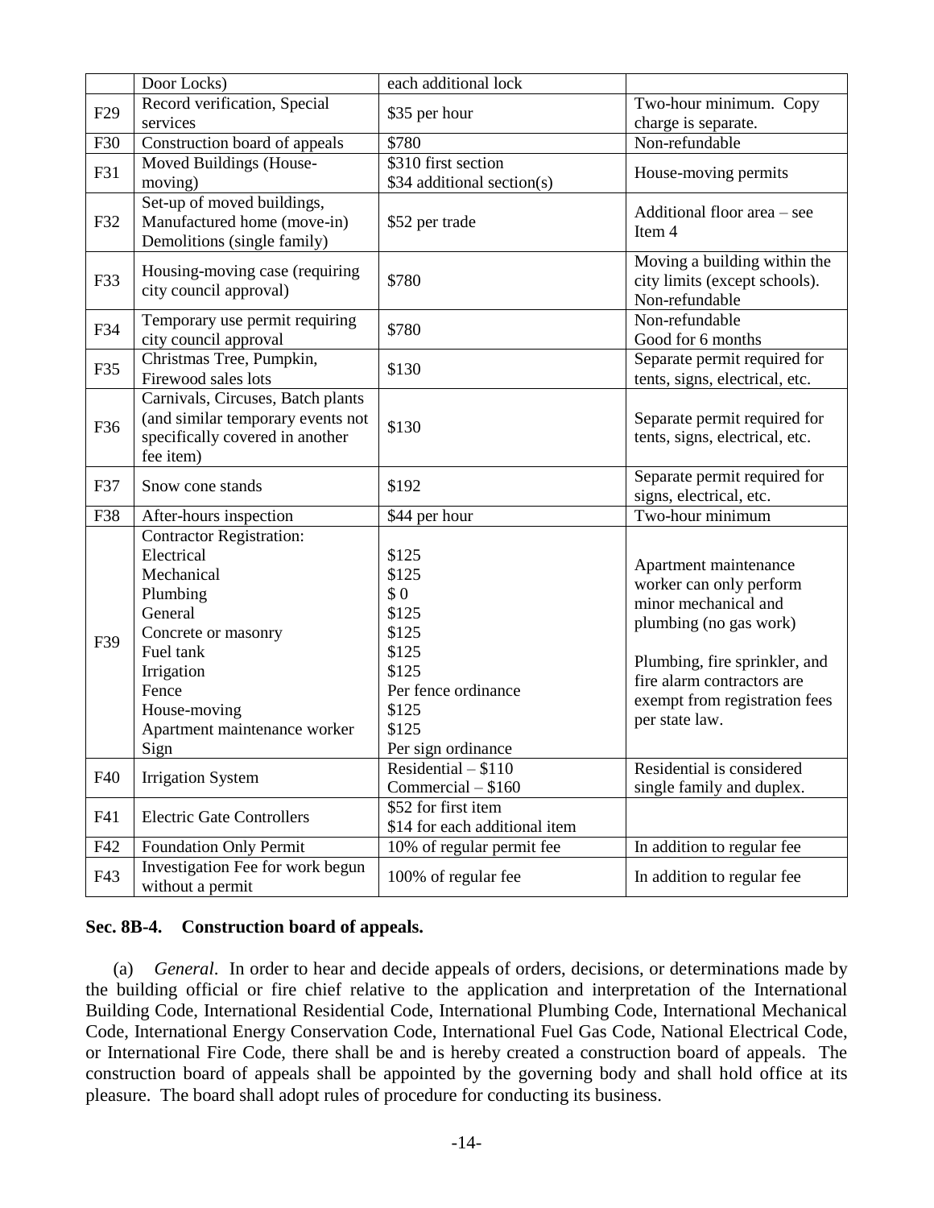| | | | |
|---|---|---|---|
| | Door Locks) | each additional lock | |
| F29 | Record verification, Special services | $35 per hour | Two-hour minimum. Copy charge is separate. |
| F30 | Construction board of appeals | $780 | Non-refundable |
| F31 | Moved Buildings (House-moving) | $310 first section<br>$34 additional section(s) | House-moving permits |
| F32 | Set-up of moved buildings, Manufactured home (move-in) Demolitions (single family) | $52 per trade | Additional floor area – see Item 4 |
| F33 | Housing-moving case (requiring city council approval) | $780 | Moving a building within the city limits (except schools). Non-refundable |
| F34 | Temporary use permit requiring city council approval | $780 | Non-refundable<br>Good for 6 months |
| F35 | Christmas Tree, Pumpkin, Firewood sales lots | $130 | Separate permit required for tents, signs, electrical, etc. |
| F36 | Carnivals, Circuses, Batch plants (and similar temporary events not specifically covered in another fee item) | $130 | Separate permit required for tents, signs, electrical, etc. |
| F37 | Snow cone stands | $192 | Separate permit required for signs, electrical, etc. |
| F38 | After-hours inspection | $44 per hour | Two-hour minimum |
| F39 | Contractor Registration:<br>Electrical<br>Mechanical<br>Plumbing<br>General<br>Concrete or masonry<br>Fuel tank<br>Irrigation<br>Fence<br>House-moving<br>Apartment maintenance worker<br>Sign | <br>$125<br>$125<br>$ 0<br>$125<br>$125<br>$125<br>$125<br>Per fence ordinance<br>$125<br>$125<br>Per sign ordinance | Apartment maintenance worker can only perform minor mechanical and plumbing (no gas work)<br><br>Plumbing, fire sprinkler, and fire alarm contractors are exempt from registration fees per state law. |
| F40 | Irrigation System | Residential – $110<br>Commercial – $160 | Residential is considered single family and duplex. |
| F41 | Electric Gate Controllers | $52 for first item<br>$14 for each additional item | |
| F42 | Foundation Only Permit | 10% of regular permit fee | In addition to regular fee |
| F43 | Investigation Fee for work begun without a permit | 100% of regular fee | In addition to regular fee |

**Sec. 8B-4. Construction board of appeals.**

(a) *General*. In order to hear and decide appeals of orders, decisions, or determinations made by the building official or fire chief relative to the application and interpretation of the International Building Code, International Residential Code, International Plumbing Code, International Mechanical Code, International Energy Conservation Code, International Fuel Gas Code, National Electrical Code, or International Fire Code, there shall be and is hereby created a construction board of appeals. The construction board of appeals shall be appointed by the governing body and shall hold office at its pleasure. The board shall adopt rules of procedure for conducting its business.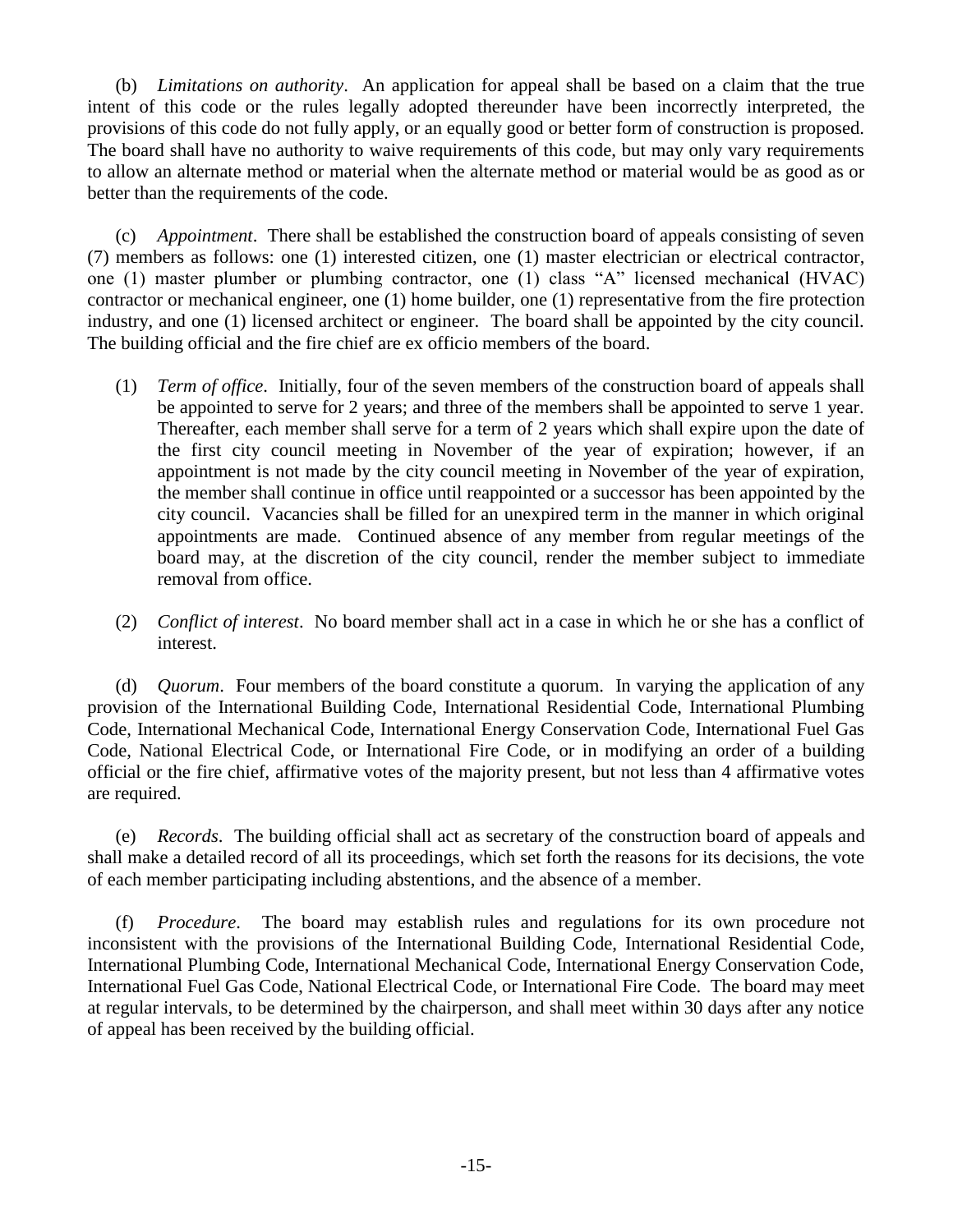(b) *Limitations on authority*. An application for appeal shall be based on a claim that the true intent of this code or the rules legally adopted thereunder have been incorrectly interpreted, the provisions of this code do not fully apply, or an equally good or better form of construction is proposed. The board shall have no authority to waive requirements of this code, but may only vary requirements to allow an alternate method or material when the alternate method or material would be as good as or better than the requirements of the code.

(c) *Appointment*. There shall be established the construction board of appeals consisting of seven (7) members as follows: one (1) interested citizen, one (1) master electrician or electrical contractor, one (1) master plumber or plumbing contractor, one (1) class "A" licensed mechanical (HVAC) contractor or mechanical engineer, one (1) home builder, one (1) representative from the fire protection industry, and one (1) licensed architect or engineer. The board shall be appointed by the city council. The building official and the fire chief are ex officio members of the board.

(1) *Term of office*. Initially, four of the seven members of the construction board of appeals shall be appointed to serve for 2 years; and three of the members shall be appointed to serve 1 year. Thereafter, each member shall serve for a term of 2 years which shall expire upon the date of the first city council meeting in November of the year of expiration; however, if an appointment is not made by the city council meeting in November of the year of expiration, the member shall continue in office until reappointed or a successor has been appointed by the city council. Vacancies shall be filled for an unexpired term in the manner in which original appointments are made. Continued absence of any member from regular meetings of the board may, at the discretion of the city council, render the member subject to immediate removal from office.

(2) *Conflict of interest*. No board member shall act in a case in which he or she has a conflict of interest.

(d) *Quorum*. Four members of the board constitute a quorum. In varying the application of any provision of the International Building Code, International Residential Code, International Plumbing Code, International Mechanical Code, International Energy Conservation Code, International Fuel Gas Code, National Electrical Code, or International Fire Code, or in modifying an order of a building official or the fire chief, affirmative votes of the majority present, but not less than 4 affirmative votes are required.

(e) *Records*. The building official shall act as secretary of the construction board of appeals and shall make a detailed record of all its proceedings, which set forth the reasons for its decisions, the vote of each member participating including abstentions, and the absence of a member.

(f) *Procedure*. The board may establish rules and regulations for its own procedure not inconsistent with the provisions of the International Building Code, International Residential Code, International Plumbing Code, International Mechanical Code, International Energy Conservation Code, International Fuel Gas Code, National Electrical Code, or International Fire Code. The board may meet at regular intervals, to be determined by the chairperson, and shall meet within 30 days after any notice of appeal has been received by the building official.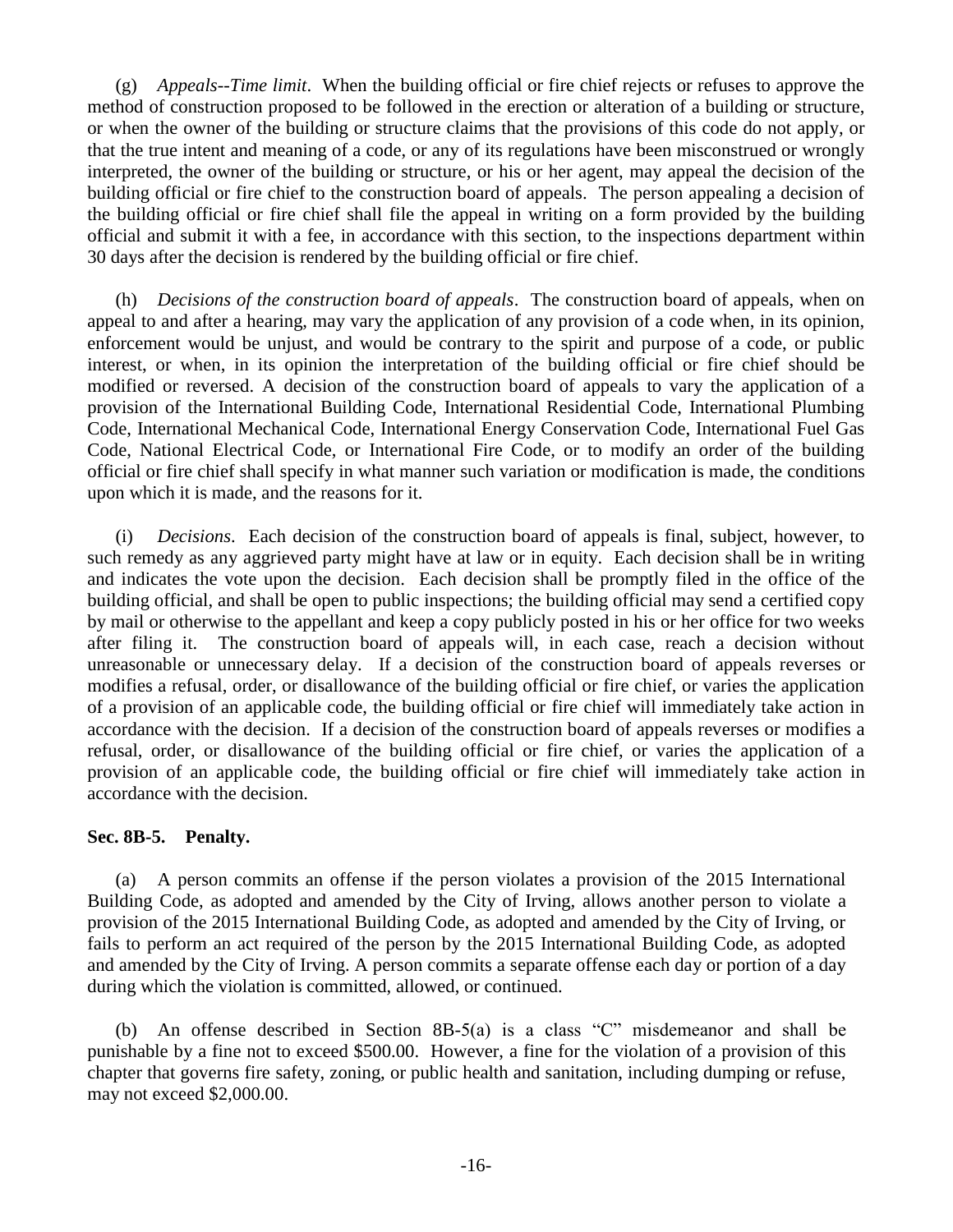(g) *Appeals--Time limit*. When the building official or fire chief rejects or refuses to approve the method of construction proposed to be followed in the erection or alteration of a building or structure, or when the owner of the building or structure claims that the provisions of this code do not apply, or that the true intent and meaning of a code, or any of its regulations have been misconstrued or wrongly interpreted, the owner of the building or structure, or his or her agent, may appeal the decision of the building official or fire chief to the construction board of appeals. The person appealing a decision of the building official or fire chief shall file the appeal in writing on a form provided by the building official and submit it with a fee, in accordance with this section, to the inspections department within 30 days after the decision is rendered by the building official or fire chief.

(h) *Decisions of the construction board of appeals*. The construction board of appeals, when on appeal to and after a hearing, may vary the application of any provision of a code when, in its opinion, enforcement would be unjust, and would be contrary to the spirit and purpose of a code, or public interest, or when, in its opinion the interpretation of the building official or fire chief should be modified or reversed. A decision of the construction board of appeals to vary the application of a provision of the International Building Code, International Residential Code, International Plumbing Code, International Mechanical Code, International Energy Conservation Code, International Fuel Gas Code, National Electrical Code, or International Fire Code, or to modify an order of the building official or fire chief shall specify in what manner such variation or modification is made, the conditions upon which it is made, and the reasons for it.

(i) *Decisions*. Each decision of the construction board of appeals is final, subject, however, to such remedy as any aggrieved party might have at law or in equity. Each decision shall be in writing and indicates the vote upon the decision. Each decision shall be promptly filed in the office of the building official, and shall be open to public inspections; the building official may send a certified copy by mail or otherwise to the appellant and keep a copy publicly posted in his or her office for two weeks after filing it. The construction board of appeals will, in each case, reach a decision without unreasonable or unnecessary delay. If a decision of the construction board of appeals reverses or modifies a refusal, order, or disallowance of the building official or fire chief, or varies the application of a provision of an applicable code, the building official or fire chief will immediately take action in accordance with the decision. If a decision of the construction board of appeals reverses or modifies a refusal, order, or disallowance of the building official or fire chief, or varies the application of a provision of an applicable code, the building official or fire chief will immediately take action in accordance with the decision.

**Sec. 8B-5. Penalty.**

(a) A person commits an offense if the person violates a provision of the 2015 International Building Code, as adopted and amended by the City of Irving, allows another person to violate a provision of the 2015 International Building Code, as adopted and amended by the City of Irving, or fails to perform an act required of the person by the 2015 International Building Code, as adopted and amended by the City of Irving. A person commits a separate offense each day or portion of a day during which the violation is committed, allowed, or continued.

(b) An offense described in Section 8B-5(a) is a class "C" misdemeanor and shall be punishable by a fine not to exceed $500.00. However, a fine for the violation of a provision of this chapter that governs fire safety, zoning, or public health and sanitation, including dumping or refuse, may not exceed $2,000.00.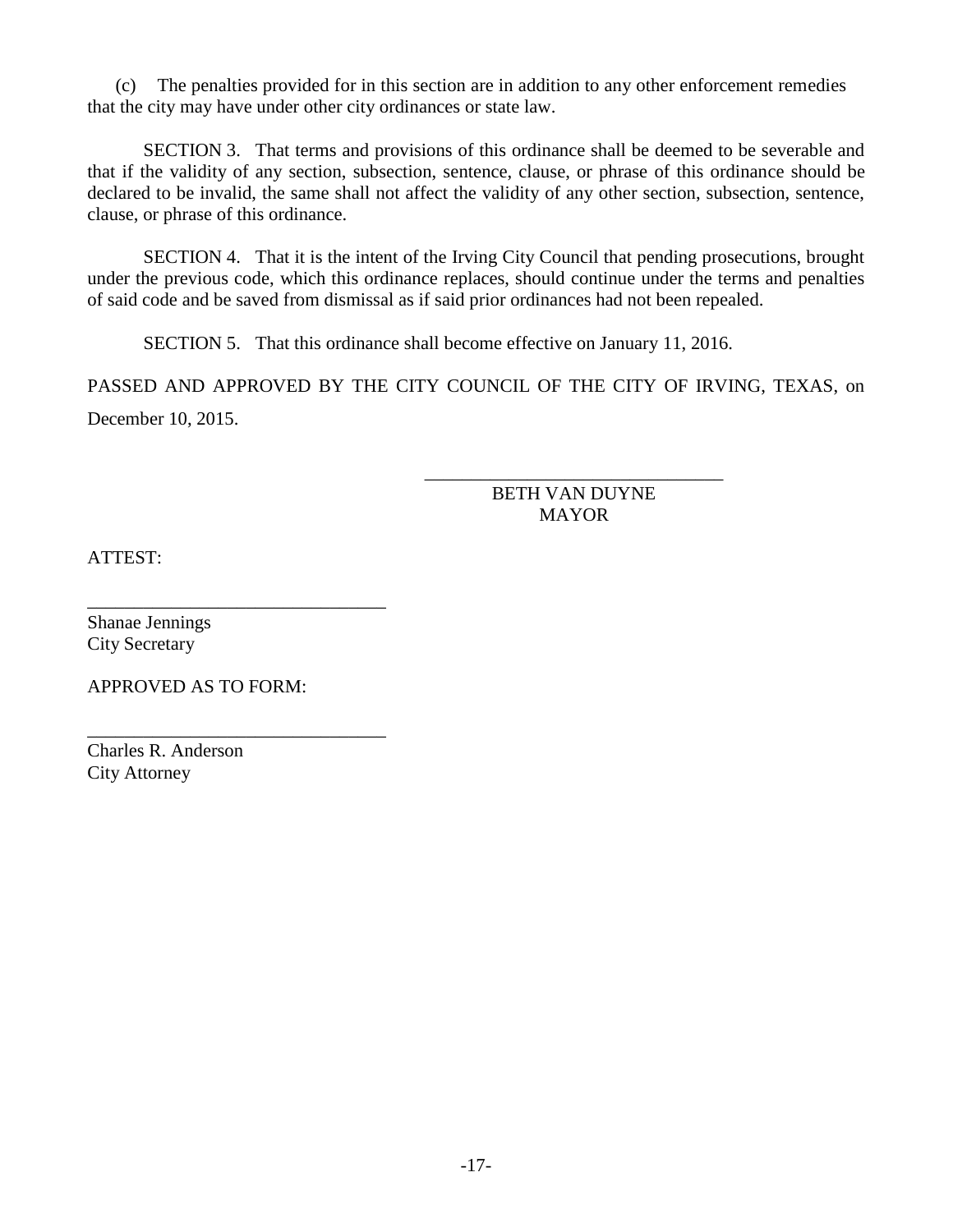(c) The penalties provided for in this section are in addition to any other enforcement remedies that the city may have under other city ordinances or state law.

SECTION 3. That terms and provisions of this ordinance shall be deemed to be severable and that if the validity of any section, subsection, sentence, clause, or phrase of this ordinance should be declared to be invalid, the same shall not affect the validity of any other section, subsection, sentence, clause, or phrase of this ordinance.

SECTION 4. That it is the intent of the Irving City Council that pending prosecutions, brought under the previous code, which this ordinance replaces, should continue under the terms and penalties of said code and be saved from dismissal as if said prior ordinances had not been repealed.

SECTION 5. That this ordinance shall become effective on January 11, 2016.

PASSED AND APPROVED BY THE CITY COUNCIL OF THE CITY OF IRVING, TEXAS, on December 10, 2015.

________________________________
BETH VAN DUYNE
MAYOR

ATTEST:

________________________________
Shanae Jennings
City Secretary

APPROVED AS TO FORM:

________________________________
Charles R. Anderson
City Attorney